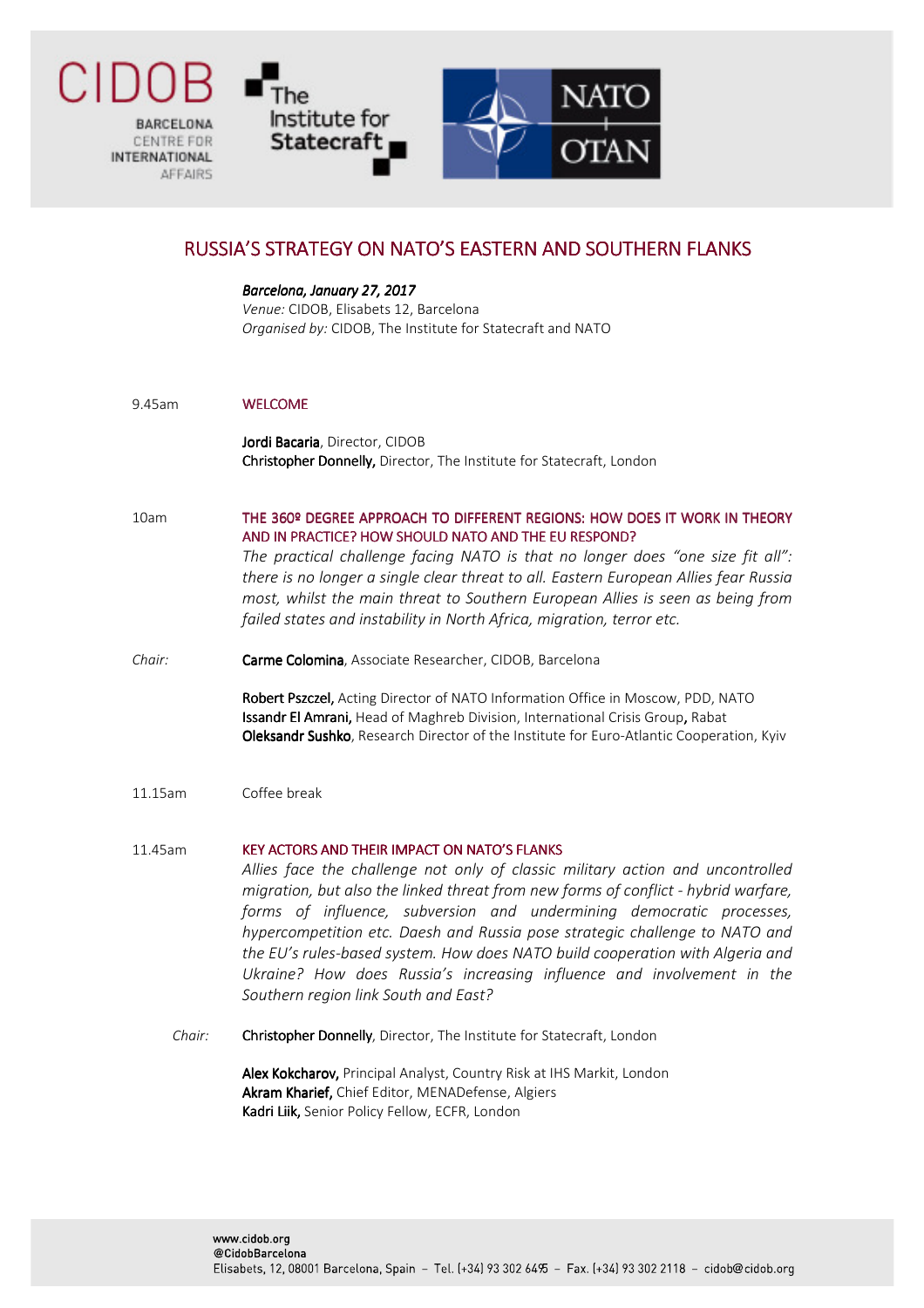CIDOB BARCELONA CENTRE FOR INTERNATIONAL AFFAIRS

The Institute for Statecraft

NATO OTAN

# RUSSIA'S STRATEGY ON NATO'S EASTERN AND SOUTHERN FLANKS

***Barcelona, January 27, 2017***
*Venue:* CIDOB, Elisabets 12, Barcelona
*Organised by:* CIDOB, The Institute for Statecraft and NATO

9.45am — **WELCOME**

**Jordi Bacaria**, Director, CIDOB
**Christopher Donnelly,** Director, The Institute for Statecraft, London

10am — **THE 360º DEGREE APPROACH TO DIFFERENT REGIONS: HOW DOES IT WORK IN THEORY AND IN PRACTICE? HOW SHOULD NATO AND THE EU RESPOND?**

*The practical challenge facing NATO is that no longer does "one size fit all": there is no longer a single clear threat to all. Eastern European Allies fear Russia most, whilst the main threat to Southern European Allies is seen as being from failed states and instability in North Africa, migration, terror etc.*

*Chair:* **Carme Colomina**, Associate Researcher, CIDOB, Barcelona

**Robert Pszczel,** Acting Director of NATO Information Office in Moscow, PDD, NATO
**Issandr El Amrani,** Head of Maghreb Division, International Crisis Group**,** Rabat
**Oleksandr Sushko**, Research Director of the Institute for Euro-Atlantic Cooperation, Kyiv

11.15am — Coffee break

11.45am — **KEY ACTORS AND THEIR IMPACT ON NATO'S FLANKS**

*Allies face the challenge not only of classic military action and uncontrolled migration, but also the linked threat from new forms of conflict - hybrid warfare, forms of influence, subversion and undermining democratic processes, hypercompetition etc. Daesh and Russia pose strategic challenge to NATO and the EU's rules-based system. How does NATO build cooperation with Algeria and Ukraine? How does Russia's increasing influence and involvement in the Southern region link South and East?*

*Chair:* **Christopher Donnelly**, Director, The Institute for Statecraft, London

**Alex Kokcharov,** Principal Analyst, Country Risk at IHS Markit, London
**Akram Kharief,** Chief Editor, MENADefense, Algiers
**Kadri Liik,** Senior Policy Fellow, ECFR, London

www.cidob.org
@CidobBarcelona
Elisabets, 12, 08001 Barcelona, Spain – Tel. (+34) 93 302 6495 – Fax. (+34) 93 302 2118 – cidob@cidob.org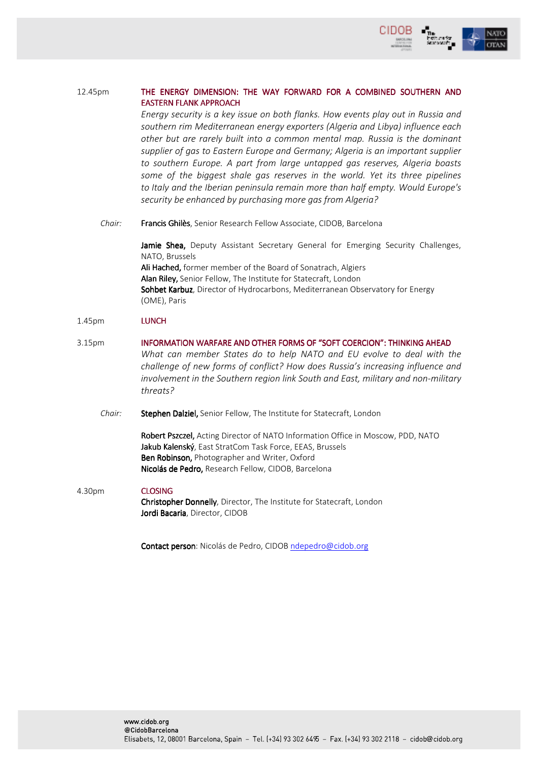12.45pm **THE ENERGY DIMENSION: THE WAY FORWARD FOR A COMBINED SOUTHERN AND EASTERN FLANK APPROACH**

*Energy security is a key issue on both flanks. How events play out in Russia and southern rim Mediterranean energy exporters (Algeria and Libya) influence each other but are rarely built into a common mental map. Russia is the dominant supplier of gas to Eastern Europe and Germany; Algeria is an important supplier to southern Europe. A part from large untapped gas reserves, Algeria boasts some of the biggest shale gas reserves in the world. Yet its three pipelines to Italy and the Iberian peninsula remain more than half empty. Would Europe's security be enhanced by purchasing more gas from Algeria?*

*Chair:* **Francis Ghilès**, Senior Research Fellow Associate, CIDOB, Barcelona

**Jamie Shea,** Deputy Assistant Secretary General for Emerging Security Challenges, NATO, Brussels
**Ali Hached,** former member of the Board of Sonatrach, Algiers
**Alan Riley,** Senior Fellow, The Institute for Statecraft, London
**Sohbet Karbuz**, Director of Hydrocarbons, Mediterranean Observatory for Energy (OME), Paris

1.45pm **LUNCH**

3.15pm **INFORMATION WARFARE AND OTHER FORMS OF "SOFT COERCION": THINKING AHEAD**

*What can member States do to help NATO and EU evolve to deal with the challenge of new forms of conflict? How does Russia's increasing influence and involvement in the Southern region link South and East, military and non-military threats?*

*Chair:* **Stephen Dalziel,** Senior Fellow, The Institute for Statecraft, London

**Robert Pszczel,** Acting Director of NATO Information Office in Moscow, PDD, NATO
**Jakub Kalenský**, East StratCom Task Force, EEAS, Brussels
**Ben Robinson,** Photographer and Writer, Oxford
**Nicolás de Pedro,** Research Fellow, CIDOB, Barcelona

4.30pm **CLOSING**

**Christopher Donnelly**, Director, The Institute for Statecraft, London
**Jordi Bacaria**, Director, CIDOB

**Contact person**: Nicolás de Pedro, CIDOB ndepedro@cidob.org